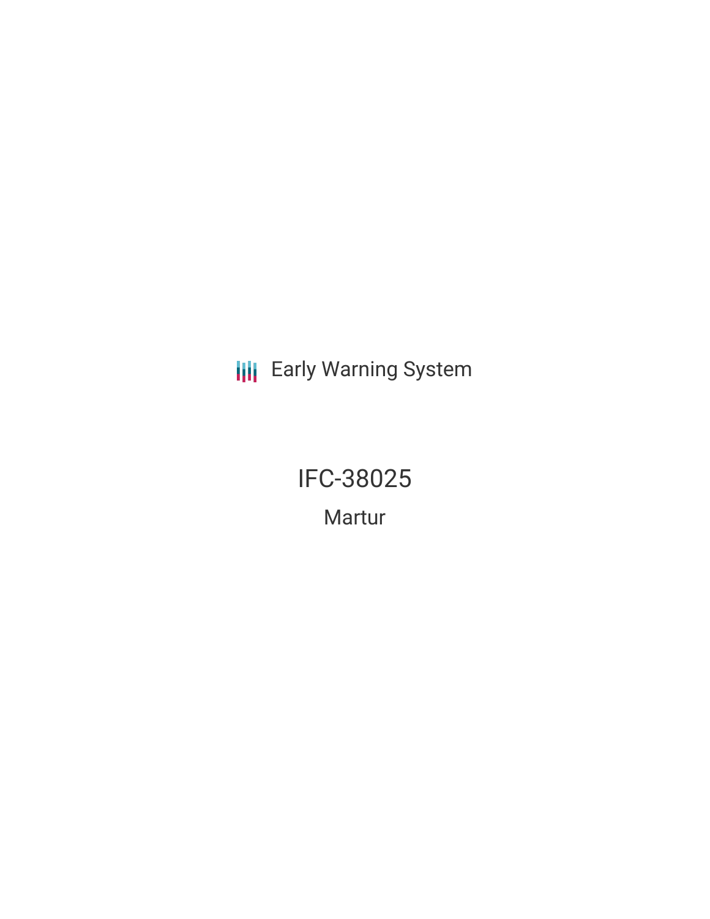Early Warning System

# IFC-38025

## Martur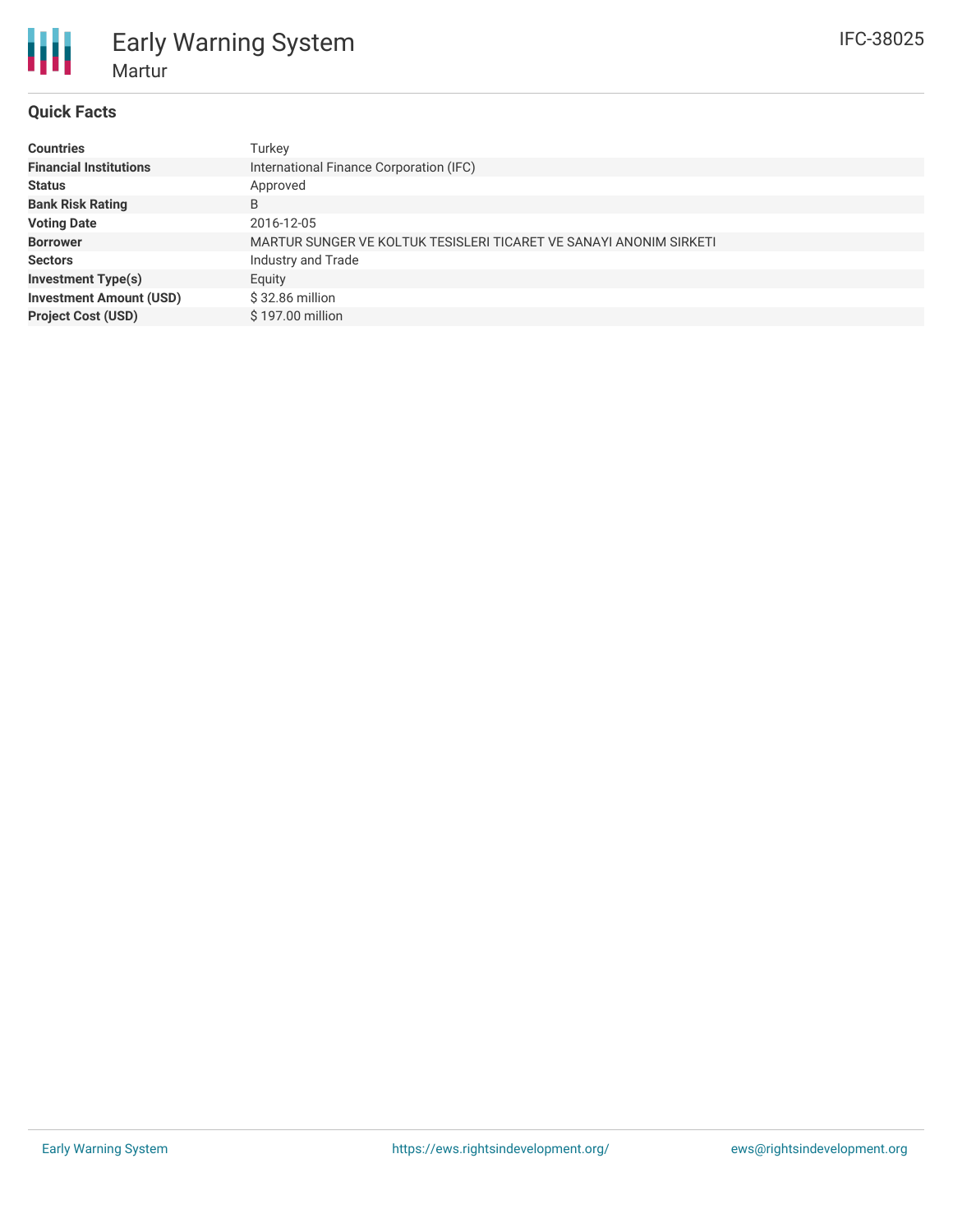# Early Warning System

## Martur

IFC-38025

### Quick Facts

| | |
|---|---|
| **Countries** | Turkey |
| **Financial Institutions** | International Finance Corporation (IFC) |
| **Status** | Approved |
| **Bank Risk Rating** | B |
| **Voting Date** | 2016-12-05 |
| **Borrower** | MARTUR SUNGER VE KOLTUK TESISLERI TICARET VE SANAYI ANONIM SIRKETI |
| **Sectors** | Industry and Trade |
| **Investment Type(s)** | Equity |
| **Investment Amount (USD)** | $ 32.86 million |
| **Project Cost (USD)** | $ 197.00 million |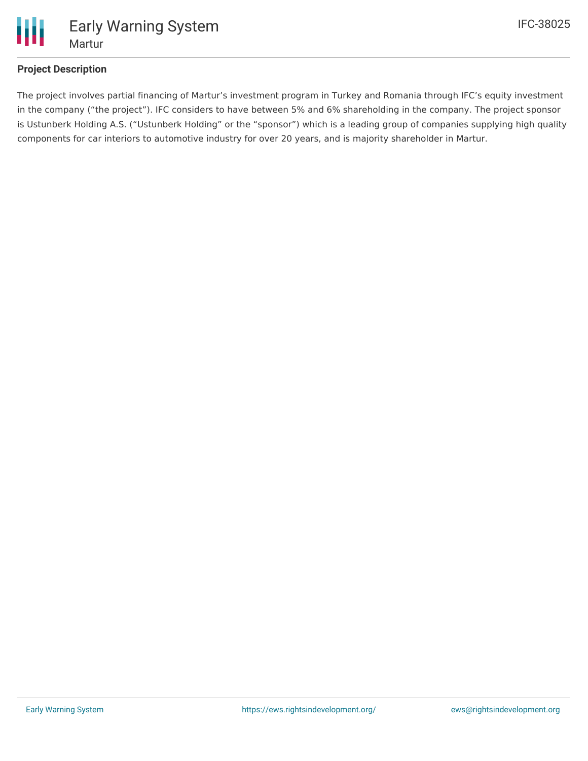## Project Description

The project involves partial financing of Martur's investment program in Turkey and Romania through IFC's equity investment in the company ("the project"). IFC considers to have between 5% and 6% shareholding in the company. The project sponsor is Ustunberk Holding A.S. ("Ustunberk Holding" or the "sponsor") which is a leading group of companies supplying high quality components for car interiors to automotive industry for over 20 years, and is majority shareholder in Martur.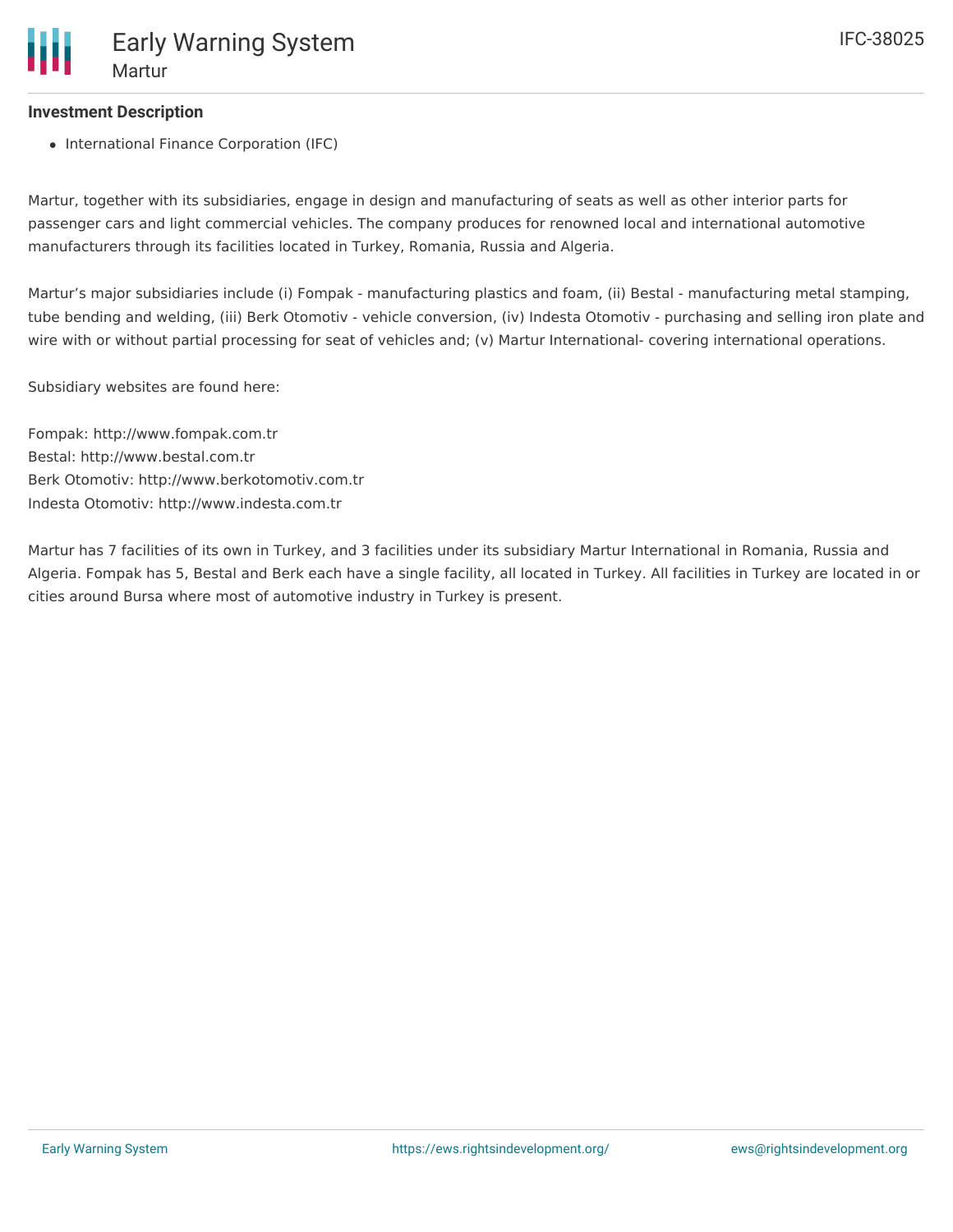## Investment Description

- International Finance Corporation (IFC)

Martur, together with its subsidiaries, engage in design and manufacturing of seats as well as other interior parts for passenger cars and light commercial vehicles. The company produces for renowned local and international automotive manufacturers through its facilities located in Turkey, Romania, Russia and Algeria.

Martur's major subsidiaries include (i) Fompak - manufacturing plastics and foam, (ii) Bestal - manufacturing metal stamping, tube bending and welding, (iii) Berk Otomotiv - vehicle conversion, (iv) Indesta Otomotiv - purchasing and selling iron plate and wire with or without partial processing for seat of vehicles and; (v) Martur International- covering international operations.

Subsidiary websites are found here:

Fompak: http://www.fompak.com.tr
Bestal: http://www.bestal.com.tr
Berk Otomotiv: http://www.berkotomotiv.com.tr
Indesta Otomotiv: http://www.indesta.com.tr

Martur has 7 facilities of its own in Turkey, and 3 facilities under its subsidiary Martur International in Romania, Russia and Algeria. Fompak has 5, Bestal and Berk each have a single facility, all located in Turkey. All facilities in Turkey are located in or cities around Bursa where most of automotive industry in Turkey is present.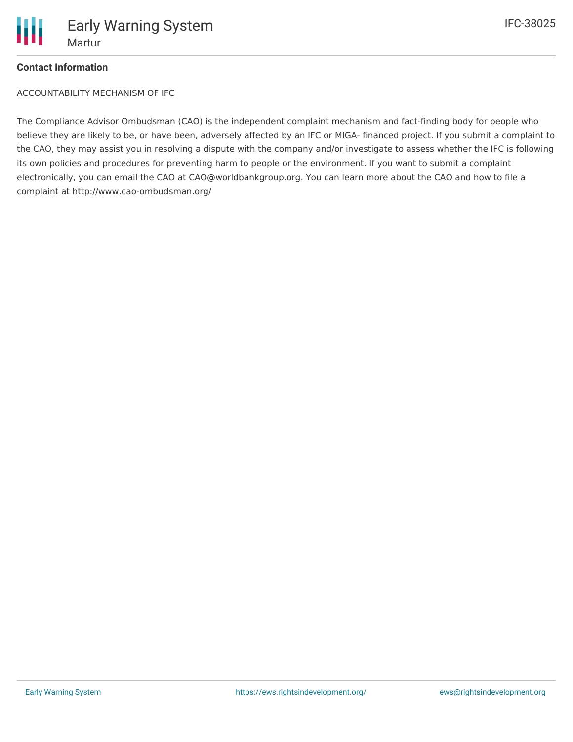**Contact Information**

ACCOUNTABILITY MECHANISM OF IFC

The Compliance Advisor Ombudsman (CAO) is the independent complaint mechanism and fact-finding body for people who believe they are likely to be, or have been, adversely affected by an IFC or MIGA- financed project. If you submit a complaint to the CAO, they may assist you in resolving a dispute with the company and/or investigate to assess whether the IFC is following its own policies and procedures for preventing harm to people or the environment. If you want to submit a complaint electronically, you can email the CAO at CAO@worldbankgroup.org. You can learn more about the CAO and how to file a complaint at http://www.cao-ombudsman.org/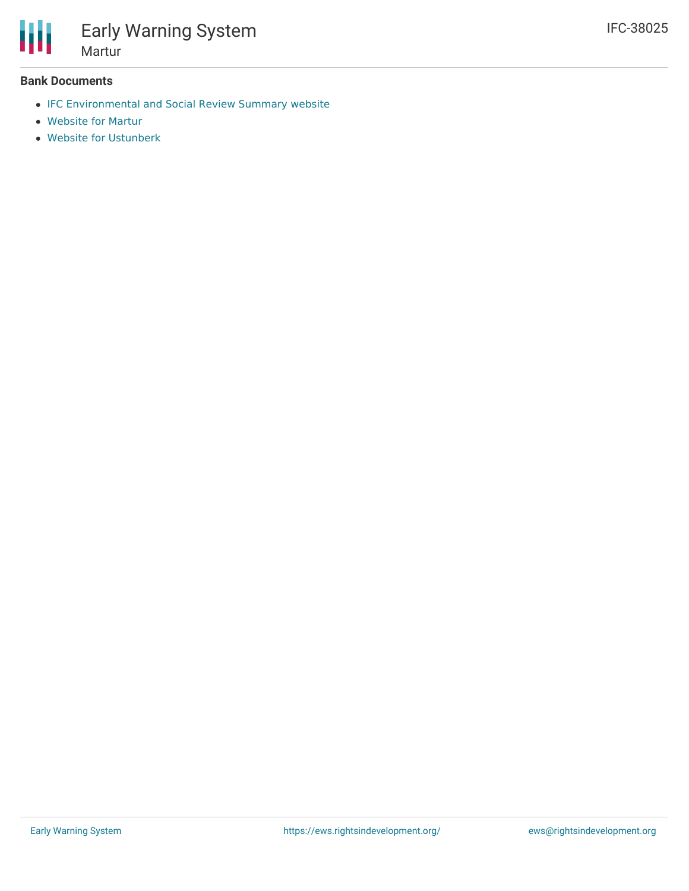**Bank Documents**

- IFC Environmental and Social Review Summary website
- Website for Martur
- Website for Ustunberk